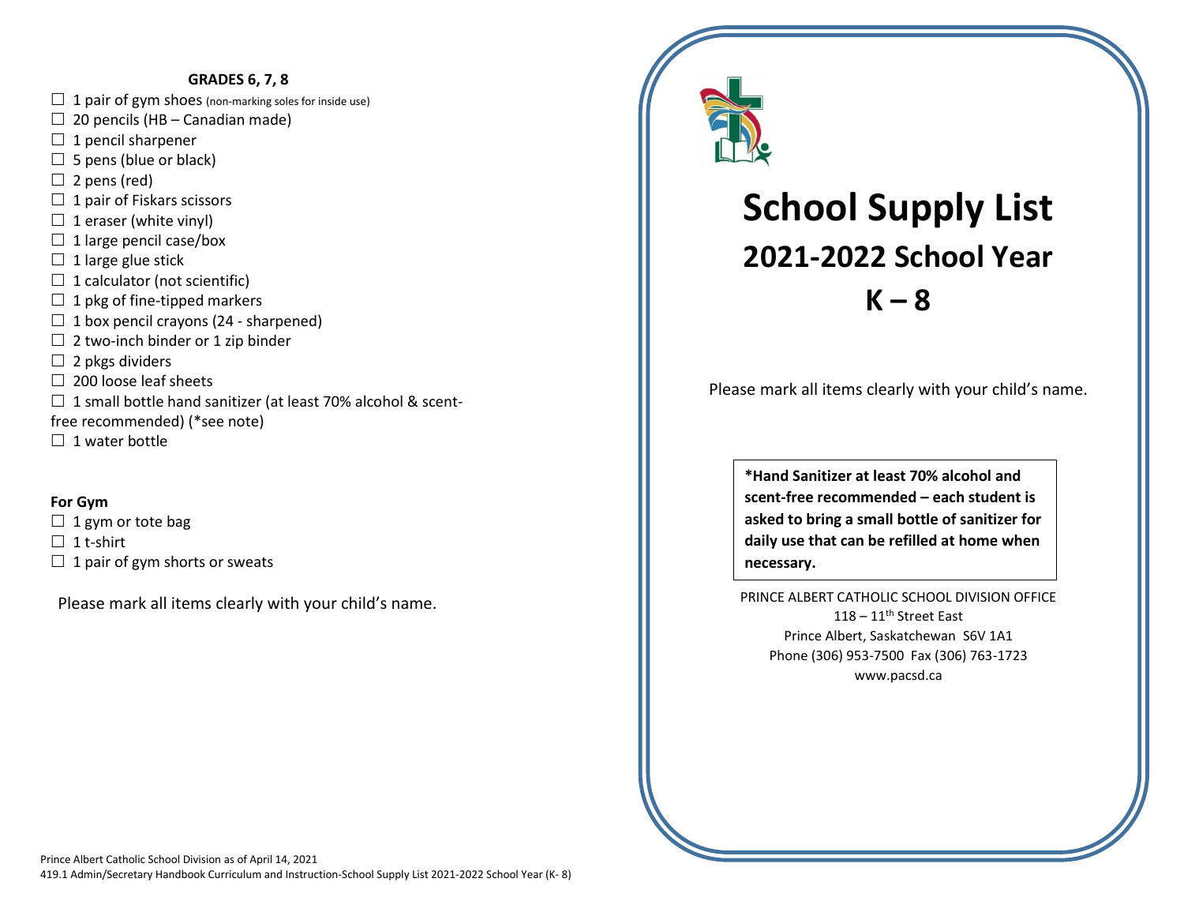### GRADES 6, 7, 8

- ☐ 1 pair of gym shoes (non-marking soles for inside use)
- ☐ 20 pencils (HB – Canadian made)
- ☐ 1 pencil sharpener
- ☐ 5 pens (blue or black)
- ☐ 2 pens (red)
- ☐ 1 pair of Fiskars scissors
- ☐ 1 eraser (white vinyl)
- ☐ 1 large pencil case/box
- ☐ 1 large glue stick
- ☐ 1 calculator (not scientific)
- ☐ 1 pkg of fine-tipped markers
- ☐ 1 box pencil crayons (24 - sharpened)
- ☐ 2 two-inch binder or 1 zip binder
- ☐ 2 pkgs dividers
- ☐ 200 loose leaf sheets
- ☐ 1 small bottle hand sanitizer (at least 70% alcohol & scent-free recommended) (*see note)
- ☐ 1 water bottle

**For Gym**

- ☐ 1 gym or tote bag
- ☐ 1 t-shirt
- ☐ 1 pair of gym shorts or sweats

Please mark all items clearly with your child's name.

Prince Albert Catholic School Division as of April 14, 2021
419.1 Admin/Secretary Handbook Curriculum and Instruction-School Supply List 2021-2022 School Year (K- 8)

# School Supply List

## 2021-2022 School Year

## K – 8

Please mark all items clearly with your child's name.

**\*Hand Sanitizer at least 70% alcohol and scent-free recommended – each student is asked to bring a small bottle of sanitizer for daily use that can be refilled at home when necessary.**

PRINCE ALBERT CATHOLIC SCHOOL DIVISION OFFICE
118 – 11th Street East
Prince Albert, Saskatchewan S6V 1A1
Phone (306) 953-7500 Fax (306) 763-1723
www.pacsd.ca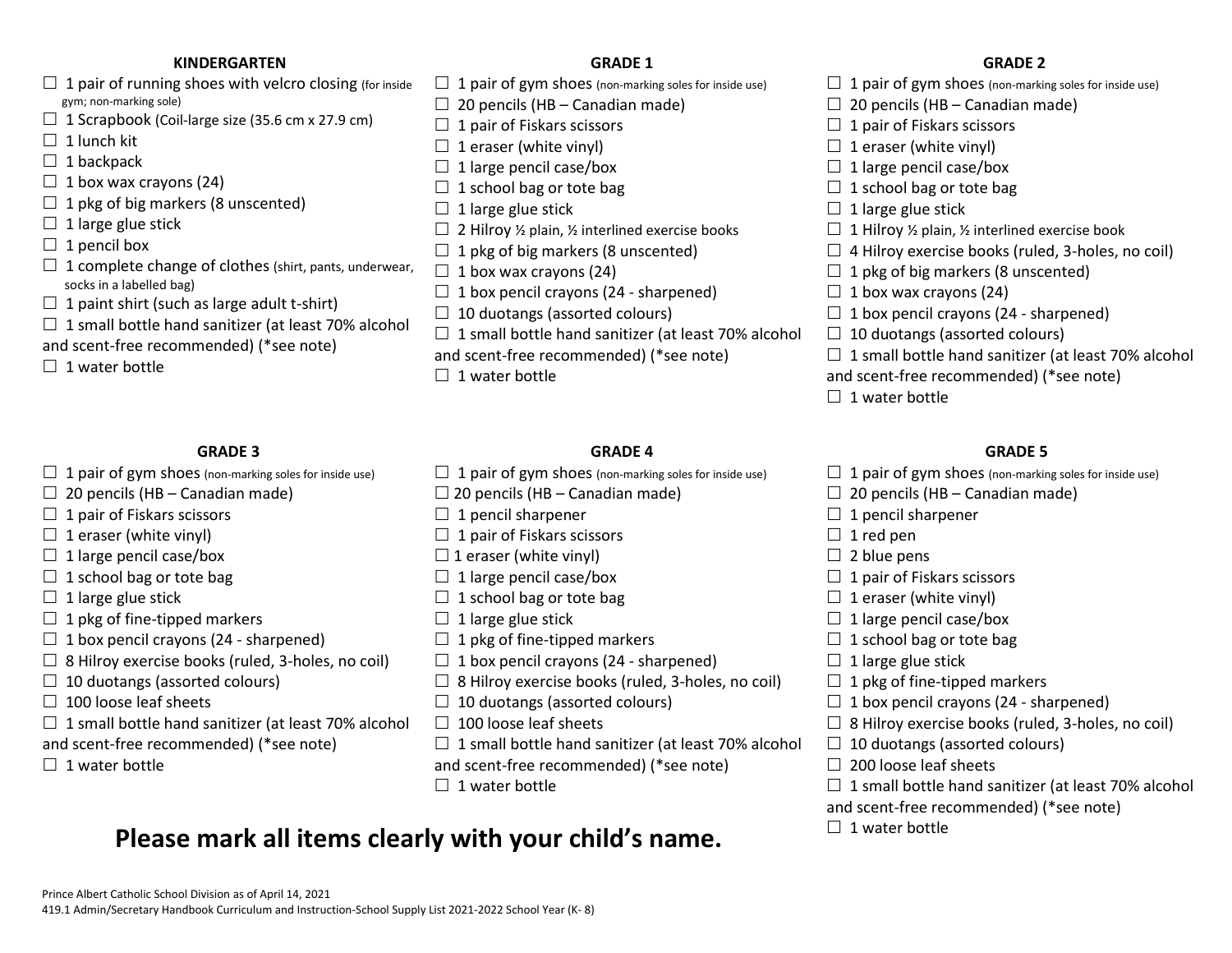### KINDERGARTEN

- ☐ 1 pair of running shoes with velcro closing (for inside gym; non-marking sole)
- ☐ 1 Scrapbook (Coil-large size (35.6 cm x 27.9 cm)
- ☐ 1 lunch kit
- ☐ 1 backpack
- ☐ 1 box wax crayons (24)
- ☐ 1 pkg of big markers (8 unscented)
- ☐ 1 large glue stick
- ☐ 1 pencil box
- ☐ 1 complete change of clothes (shirt, pants, underwear, socks in a labelled bag)
- ☐ 1 paint shirt (such as large adult t-shirt)
- ☐ 1 small bottle hand sanitizer (at least 70% alcohol and scent-free recommended) (*see note)
- ☐ 1 water bottle

### GRADE 1

- ☐ 1 pair of gym shoes (non-marking soles for inside use)
- ☐ 20 pencils (HB – Canadian made)
- ☐ 1 pair of Fiskars scissors
- ☐ 1 eraser (white vinyl)
- ☐ 1 large pencil case/box
- ☐ 1 school bag or tote bag
- ☐ 1 large glue stick
- ☐ 2 Hilroy ½ plain, ½ interlined exercise books
- ☐ 1 pkg of big markers (8 unscented)
- ☐ 1 box wax crayons (24)
- ☐ 1 box pencil crayons (24 - sharpened)
- ☐ 10 duotangs (assorted colours)
- ☐ 1 small bottle hand sanitizer (at least 70% alcohol and scent-free recommended) (*see note)
- ☐ 1 water bottle

### GRADE 2

- ☐ 1 pair of gym shoes (non-marking soles for inside use)
- ☐ 20 pencils (HB – Canadian made)
- ☐ 1 pair of Fiskars scissors
- ☐ 1 eraser (white vinyl)
- ☐ 1 large pencil case/box
- ☐ 1 school bag or tote bag
- ☐ 1 large glue stick
- ☐ 1 Hilroy ½ plain, ½ interlined exercise book
- ☐ 4 Hilroy exercise books (ruled, 3-holes, no coil)
- ☐ 1 pkg of big markers (8 unscented)
- ☐ 1 box wax crayons (24)
- ☐ 1 box pencil crayons (24 - sharpened)
- ☐ 10 duotangs (assorted colours)
- ☐ 1 small bottle hand sanitizer (at least 70% alcohol and scent-free recommended) (*see note)
- ☐ 1 water bottle

### GRADE 3

- ☐ 1 pair of gym shoes (non-marking soles for inside use)
- ☐ 20 pencils (HB – Canadian made)
- ☐ 1 pair of Fiskars scissors
- ☐ 1 eraser (white vinyl)
- ☐ 1 large pencil case/box
- ☐ 1 school bag or tote bag
- ☐ 1 large glue stick
- ☐ 1 pkg of fine-tipped markers
- ☐ 1 box pencil crayons (24 - sharpened)
- ☐ 8 Hilroy exercise books (ruled, 3-holes, no coil)
- ☐ 10 duotangs (assorted colours)
- ☐ 100 loose leaf sheets
- ☐ 1 small bottle hand sanitizer (at least 70% alcohol and scent-free recommended) (*see note)
- ☐ 1 water bottle

### GRADE 4

- ☐ 1 pair of gym shoes (non-marking soles for inside use)
- ☐ 20 pencils (HB – Canadian made)
- ☐ 1 pencil sharpener
- ☐ 1 pair of Fiskars scissors
- ☐ 1 eraser (white vinyl)
- ☐ 1 large pencil case/box
- ☐ 1 school bag or tote bag
- ☐ 1 large glue stick
- ☐ 1 pkg of fine-tipped markers
- ☐ 1 box pencil crayons (24 - sharpened)
- ☐ 8 Hilroy exercise books (ruled, 3-holes, no coil)
- ☐ 10 duotangs (assorted colours)
- ☐ 100 loose leaf sheets
- ☐ 1 small bottle hand sanitizer (at least 70% alcohol and scent-free recommended) (*see note)
- ☐ 1 water bottle

### GRADE 5

- ☐ 1 pair of gym shoes (non-marking soles for inside use)
- ☐ 20 pencils (HB – Canadian made)
- ☐ 1 pencil sharpener
- ☐ 1 red pen
- ☐ 2 blue pens
- ☐ 1 pair of Fiskars scissors
- ☐ 1 eraser (white vinyl)
- ☐ 1 large pencil case/box
- ☐ 1 school bag or tote bag
- ☐ 1 large glue stick
- ☐ 1 pkg of fine-tipped markers
- ☐ 1 box pencil crayons (24 - sharpened)
- ☐ 8 Hilroy exercise books (ruled, 3-holes, no coil)
- ☐ 10 duotangs (assorted colours)
- ☐ 200 loose leaf sheets
- ☐ 1 small bottle hand sanitizer (at least 70% alcohol and scent-free recommended) (*see note)
- ☐ 1 water bottle

## Please mark all items clearly with your child's name.

Prince Albert Catholic School Division as of April 14, 2021
419.1 Admin/Secretary Handbook Curriculum and Instruction-School Supply List 2021-2022 School Year (K- 8)